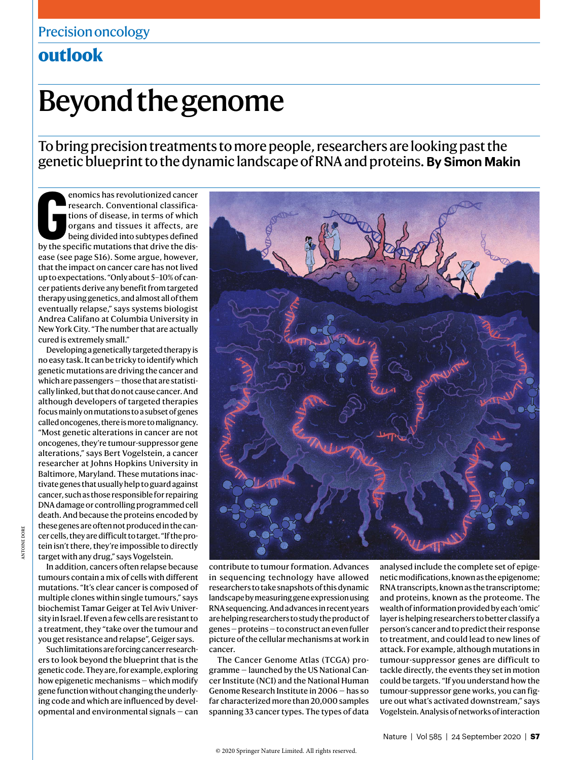Precision oncology

**outlook**

# Beyond the genome

## To bring precision treatments to more people, researchers are looking past the genetic blueprint to the dynamic landscape of RNA and proteins. **By Simon Makin**

Genomics has revolutionized cancer research. Conventional classifications of disease, in terms of which organs and tissues it affects, are being divided into subtypes defined by the specific mutations that drive the disease (see page S16). Some argue, however, that the impact on cancer care has not lived up to expectations. "Only about 5–10% of cancer patients derive any benefit from targeted therapy using genetics, and almost all of them eventually relapse," says systems biologist Andrea Califano at Columbia University in New York City. "The number that are actually cured is extremely small."

Developing a genetically targeted therapy is no easy task. It can be tricky to identify which genetic mutations are driving the cancer and which are passengers — those that are statistically linked, but that do not cause cancer. And although developers of targeted therapies focus mainly on mutations to a subset of genes called oncogenes, there is more to malignancy. "Most genetic alterations in cancer are not oncogenes, they're tumour-suppressor gene alterations," says Bert Vogelstein, a cancer researcher at Johns Hopkins University in Baltimore, Maryland. These mutations inactivate genes that usually help to guard against cancer, such as those responsible for repairing DNA damage or controlling programmed cell death. And because the proteins encoded by these genes are often not produced in the cancer cells, they are difficult to target. "If the protein isn't there, they're impossible to directly target with any drug," says Vogelstein.

In addition, cancers often relapse because tumours contain a mix of cells with different mutations. "It's clear cancer is composed of multiple clones within single tumours," says biochemist Tamar Geiger at Tel Aviv University in Israel. If even a few cells are resistant to a treatment, they "take over the tumour and you get resistance and relapse", Geiger says.

Such limitations are forcing cancer researchers to look beyond the blueprint that is the genetic code. They are, for example, exploring how epigenetic mechanisms — which modify gene function without changing the underlying code and which are influenced by developmental and environmental signals — can contribute to tumour formation. Advances in sequencing technology have allowed researchers to take snapshots of this dynamic landscape by measuring gene expression using RNA sequencing. And advances in recent years are helping researchers to study the product of genes — proteins — to construct an even fuller picture of the cellular mechanisms at work in cancer.

The Cancer Genome Atlas (TCGA) programme — launched by the US National Cancer Institute (NCI) and the National Human Genome Research Institute in 2006 — has so far characterized more than 20,000 samples spanning 33 cancer types. The types of data analysed include the complete set of epigenetic modifications, known as the epigenome; RNA transcripts, known as the transcriptome; and proteins, known as the proteome. The wealth of information provided by each 'omic' layer is helping researchers to better classify a person's cancer and to predict their response to treatment, and could lead to new lines of attack. For example, although mutations in tumour-suppressor genes are difficult to tackle directly, the events they set in motion could be targets. "If you understand how the tumour-suppressor gene works, you can figure out what's activated downstream," says Vogelstein. Analysis of networks of interaction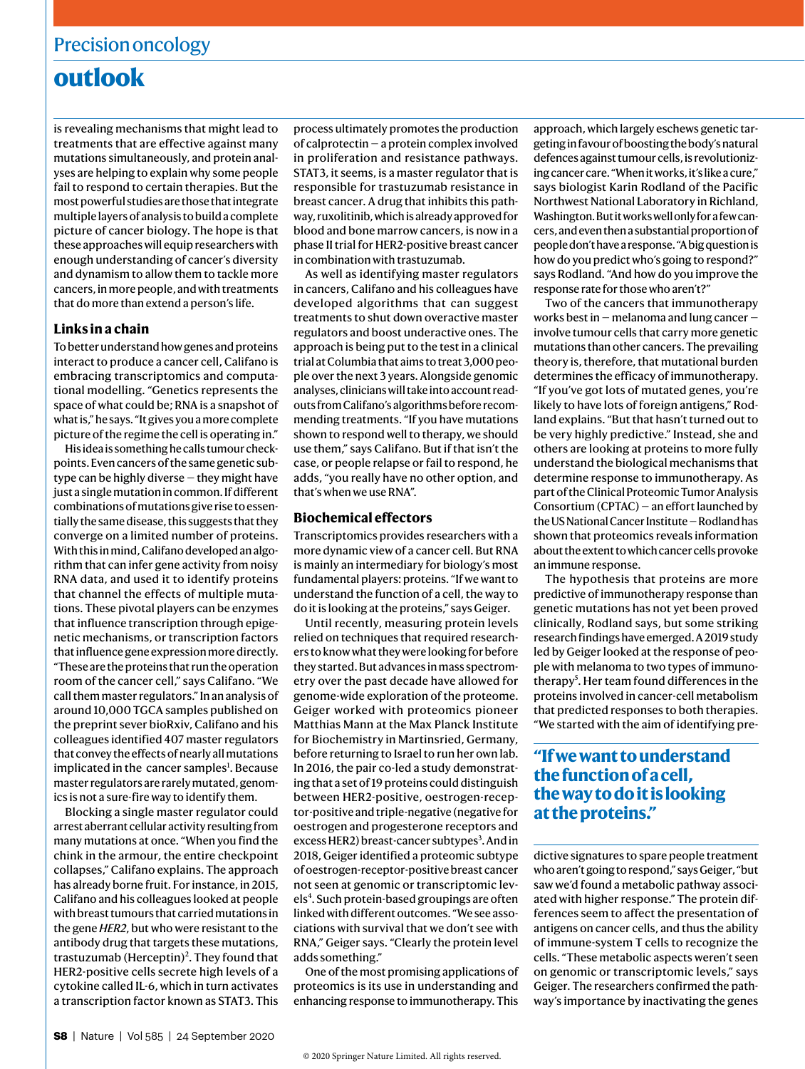is revealing mechanisms that might lead to treatments that are effective against many mutations simultaneously, and protein analyses are helping to explain why some people fail to respond to certain therapies. But the most powerful studies are those that integrate multiple layers of analysis to build a complete picture of cancer biology. The hope is that these approaches will equip researchers with enough understanding of cancer's diversity and dynamism to allow them to tackle more cancers, in more people, and with treatments that do more than extend a person's life.

### Links in a chain

To better understand how genes and proteins interact to produce a cancer cell, Califano is embracing transcriptomics and computational modelling. "Genetics represents the space of what could be; RNA is a snapshot of what is," he says. "It gives you a more complete picture of the regime the cell is operating in."

His idea is something he calls tumour checkpoints. Even cancers of the same genetic subtype can be highly diverse — they might have just a single mutation in common. If different combinations of mutations give rise to essentially the same disease, this suggests that they converge on a limited number of proteins. With this in mind, Califano developed an algorithm that can infer gene activity from noisy RNA data, and used it to identify proteins that channel the effects of multiple mutations. These pivotal players can be enzymes that influence transcription through epigenetic mechanisms, or transcription factors that influence gene expression more directly. "These are the proteins that run the operation room of the cancer cell," says Califano. "We call them master regulators." In an analysis of around 10,000 TGCA samples published on the preprint sever bioRxiv, Califano and his colleagues identified 407 master regulators that convey the effects of nearly all mutations implicated in the cancer samples[1]. Because master regulators are rarely mutated, genomics is not a sure-fire way to identify them.

Blocking a single master regulator could arrest aberrant cellular activity resulting from many mutations at once. "When you find the chink in the armour, the entire checkpoint collapses," Califano explains. The approach has already borne fruit. For instance, in 2015, Califano and his colleagues looked at people with breast tumours that carried mutations in the gene *HER2*, but who were resistant to the antibody drug that targets these mutations, trastuzumab (Herceptin)[2]. They found that HER2-positive cells secrete high levels of a cytokine called IL-6, which in turn activates a transcription factor known as STAT3. This process ultimately promotes the production of calprotectin — a protein complex involved in proliferation and resistance pathways. STAT3, it seems, is a master regulator that is responsible for trastuzumab resistance in breast cancer. A drug that inhibits this pathway, ruxolitinib, which is already approved for blood and bone marrow cancers, is now in a phase II trial for HER2-positive breast cancer in combination with trastuzumab.

As well as identifying master regulators in cancers, Califano and his colleagues have developed algorithms that can suggest treatments to shut down overactive master regulators and boost underactive ones. The approach is being put to the test in a clinical trial at Columbia that aims to treat 3,000 people over the next 3 years. Alongside genomic analyses, clinicians will take into account readouts from Califano's algorithms before recommending treatments. "If you have mutations shown to respond well to therapy, we should use them," says Califano. But if that isn't the case, or people relapse or fail to respond, he adds, "you really have no other option, and that's when we use RNA".

### Biochemical effectors

Transcriptomics provides researchers with a more dynamic view of a cancer cell. But RNA is mainly an intermediary for biology's most fundamental players: proteins. "If we want to understand the function of a cell, the way to do it is looking at the proteins," says Geiger.

Until recently, measuring protein levels relied on techniques that required researchers to know what they were looking for before they started. But advances in mass spectrometry over the past decade have allowed for genome-wide exploration of the proteome. Geiger worked with proteomics pioneer Matthias Mann at the Max Planck Institute for Biochemistry in Martinsried, Germany, before returning to Israel to run her own lab. In 2016, the pair co-led a study demonstrating that a set of 19 proteins could distinguish between HER2-positive, oestrogen-receptor-positive and triple-negative (negative for oestrogen and progesterone receptors and excess HER2) breast-cancer subtypes[3]. And in 2018, Geiger identified a proteomic subtype of oestrogen-receptor-positive breast cancer not seen at genomic or transcriptomic levels[4]. Such protein-based groupings are often linked with different outcomes. "We see associations with survival that we don't see with RNA," Geiger says. "Clearly the protein level adds something."

One of the most promising applications of proteomics is its use in understanding and enhancing response to immunotherapy. This approach, which largely eschews genetic targeting in favour of boosting the body's natural defences against tumour cells, is revolutionizing cancer care. "When it works, it's like a cure," says biologist Karin Rodland of the Pacific Northwest National Laboratory in Richland, Washington. But it works well only for a few cancers, and even then a substantial proportion of people don't have a response. "A big question is how do you predict who's going to respond?" says Rodland. "And how do you improve the response rate for those who aren't?"

Two of the cancers that immunotherapy works best in — melanoma and lung cancer — involve tumour cells that carry more genetic mutations than other cancers. The prevailing theory is, therefore, that mutational burden determines the efficacy of immunotherapy. "If you've got lots of mutated genes, you're likely to have lots of foreign antigens," Rodland explains. "But that hasn't turned out to be very highly predictive." Instead, she and others are looking at proteins to more fully understand the biological mechanisms that determine response to immunotherapy. As part of the Clinical Proteomic Tumor Analysis Consortium (CPTAC) — an effort launched by the US National Cancer Institute — Rodland has shown that proteomics reveals information about the extent to which cancer cells provoke an immune response.

The hypothesis that proteins are more predictive of immunotherapy response than genetic mutations has not yet been proved clinically, Rodland says, but some striking research findings have emerged. A 2019 study led by Geiger looked at the response of people with melanoma to two types of immunotherapy[5]. Her team found differences in the proteins involved in cancer-cell metabolism that predicted responses to both therapies. "We started with the aim of identifying predictive signatures to spare people treatment who aren't going to respond," says Geiger, "but saw we'd found a metabolic pathway associated with higher response." The protein differences seem to affect the presentation of antigens on cancer cells, and thus the ability of immune-system T cells to recognize the cells. "These metabolic aspects weren't seen on genomic or transcriptomic levels," says Geiger. The researchers confirmed the pathway's importance by inactivating the genes

> **"If we want to understand the function of a cell, the way to do it is looking at the proteins."**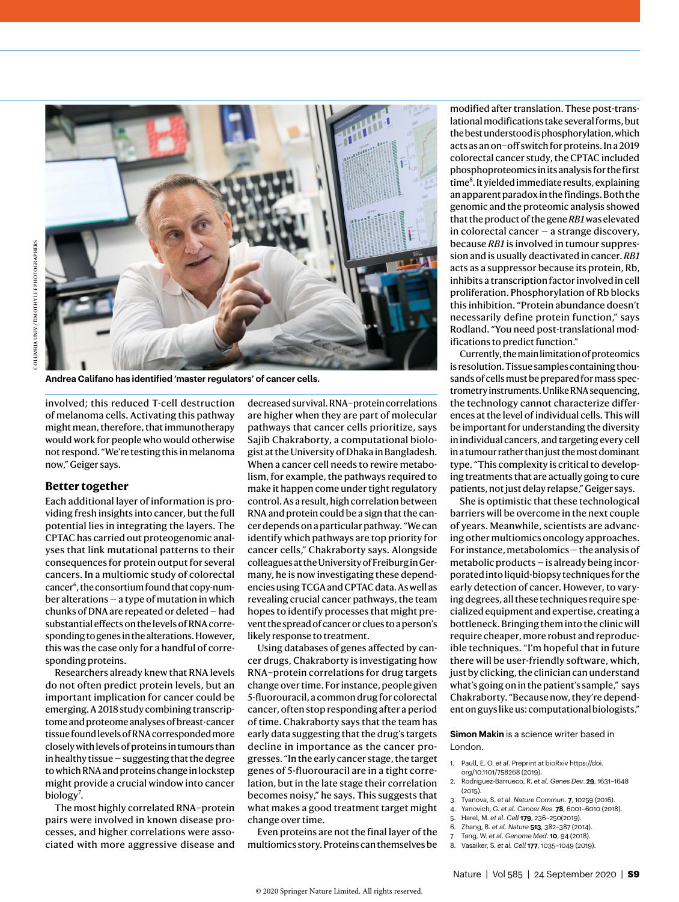Andrea Califano has identified 'master regulators' of cancer cells.

involved; this reduced T-cell destruction of melanoma cells. Activating this pathway might mean, therefore, that immunotherapy would work for people who would otherwise not respond. "We're testing this in melanoma now," Geiger says.

### Better together

Each additional layer of information is providing fresh insights into cancer, but the full potential lies in integrating the layers. The CPTAC has carried out proteogenomic analyses that link mutational patterns to their consequences for protein output for several cancers. In a multiomic study of colorectal cancer[6], the consortium found that copy-number alterations — a type of mutation in which chunks of DNA are repeated or deleted — had substantial effects on the levels of RNA corresponding to genes in the alterations. However, this was the case only for a handful of corresponding proteins.

Researchers already knew that RNA levels do not often predict protein levels, but an important implication for cancer could be emerging. A 2018 study combining transcriptome and proteome analyses of breast-cancer tissue found levels of RNA corresponded more closely with levels of proteins in tumours than in healthy tissue — suggesting that the degree to which RNA and proteins change in lockstep might provide a crucial window into cancer biology[7].

The most highly correlated RNA–protein pairs were involved in known disease processes, and higher correlations were associated with more aggressive disease and decreased survival. RNA–protein correlations are higher when they are part of molecular pathways that cancer cells prioritize, says Sajib Chakraborty, a computational biologist at the University of Dhaka in Bangladesh. When a cancer cell needs to rewire metabolism, for example, the pathways required to make it happen come under tight regulatory control. As a result, high correlation between RNA and protein could be a sign that the cancer depends on a particular pathway. "We can identify which pathways are top priority for cancer cells," Chakraborty says. Alongside colleagues at the University of Freiburg in Germany, he is now investigating these dependencies using TCGA and CPTAC data. As well as revealing crucial cancer pathways, the team hopes to identify processes that might prevent the spread of cancer or clues to a person's likely response to treatment.

Using databases of genes affected by cancer drugs, Chakraborty is investigating how RNA–protein correlations for drug targets change over time. For instance, people given 5-fluorouracil, a common drug for colorectal cancer, often stop responding after a period of time. Chakraborty says that the team has early data suggesting that the drug's targets decline in importance as the cancer progresses. "In the early cancer stage, the target genes of 5-fluorouracil are in a tight correlation, but in the late stage their correlation becomes noisy," he says. This suggests that what makes a good treatment target might change over time.

Even proteins are not the final layer of the multiomics story. Proteins can themselves be modified after translation. These post-translational modifications take several forms, but the best understood is phosphorylation, which acts as an on–off switch for proteins. In a 2019 colorectal cancer study, the CPTAC included phosphoproteomics in its analysis for the first time[8]. It yielded immediate results, explaining an apparent paradox in the findings. Both the genomic and the proteomic analysis showed that the product of the gene *RB1* was elevated in colorectal cancer — a strange discovery, because *RB1* is involved in tumour suppression and is usually deactivated in cancer. *RB1* acts as a suppressor because its protein, Rb, inhibits a transcription factor involved in cell proliferation. Phosphorylation of Rb blocks this inhibition. "Protein abundance doesn't necessarily define protein function," says Rodland. "You need post-translational modifications to predict function."

Currently, the main limitation of proteomics is resolution. Tissue samples containing thousands of cells must be prepared for mass spectrometry instruments. Unlike RNA sequencing, the technology cannot characterize differences at the level of individual cells. This will be important for understanding the diversity in individual cancers, and targeting every cell in a tumour rather than just the most dominant type. "This complexity is critical to developing treatments that are actually going to cure patients, not just delay relapse," Geiger says.

She is optimistic that these technological barriers will be overcome in the next couple of years. Meanwhile, scientists are advancing other multiomics oncology approaches. For instance, metabolomics — the analysis of metabolic products — is already being incorporated into liquid-biopsy techniques for the early detection of cancer. However, to varying degrees, all these techniques require specialized equipment and expertise, creating a bottleneck. Bringing them into the clinic will require cheaper, more robust and reproducible techniques. "I'm hopeful that in future there will be user-friendly software, which, just by clicking, the clinician can understand what's going on in the patient's sample," says Chakraborty. "Because now, they're dependent on guys like us: computational biologists."

**Simon Makin** is a science writer based in London.

1. Paull, E. O. *et al.* Preprint at bioRxiv https://doi.org/10.1101/758268 (2019).
2. Rodriguez-Barrueco, R. *et al. Genes Dev.* **29**, 1631–1648 (2015).
3. Tyanova, S. *et al. Nature Commun.* **7**, 10259 (2016).
4. Yanovich, G. *et al. Cancer Res.* **78**, 6001–6010 (2018).
5. Harel, M. *et al. Cell* **179**, 236–250(2019).
6. Zhang, B. *et al. Nature* **513**, 382–387 (2014).
7. Tang, W. *et al. Genome Med.* **10**, 94 (2018).
8. Vasaiker, S. *et al. Cell* **177**, 1035–1049 (2019).